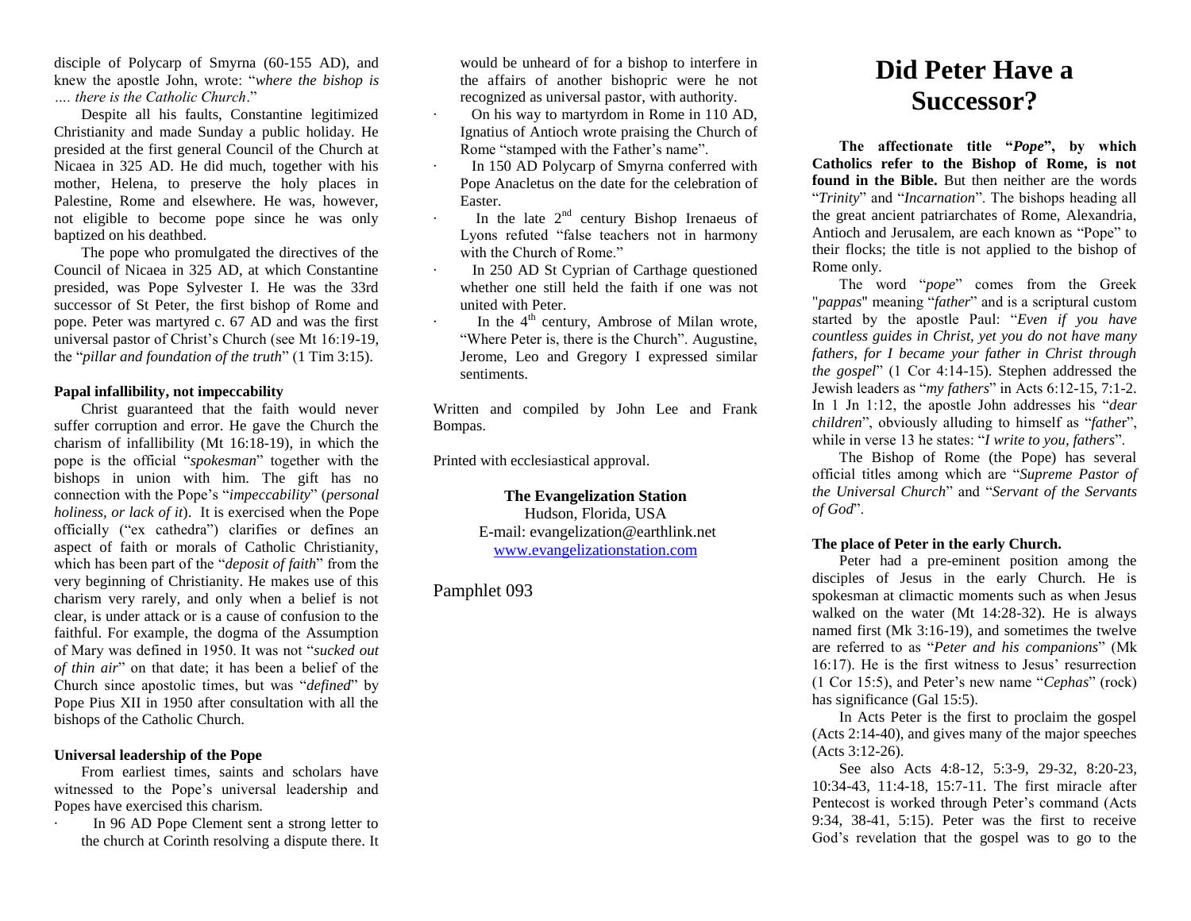disciple of Polycarp of Smyrna (60-155 AD), and knew the apostle John, wrote: "*where the bishop is …. there is the Catholic Church*."

Despite all his faults, Constantine legitimized Christianity and made Sunday a public holiday. He presided at the first general Council of the Church at Nicaea in 325 AD. He did much, together with his mother, Helena, to preserve the holy places in Palestine, Rome and elsewhere. He was, however, not eligible to become pope since he was only baptized on his deathbed.

The pope who promulgated the directives of the Council of Nicaea in 325 AD, at which Constantine presided, was Pope Sylvester I. He was the 33rd successor of St Peter, the first bishop of Rome and pope. Peter was martyred c. 67 AD and was the first universal pastor of Christ's Church (see Mt 16:19-19, the "*pillar and foundation of the truth*" (1 Tim 3:15).

**Papal infallibility, not impeccability**

Christ guaranteed that the faith would never suffer corruption and error. He gave the Church the charism of infallibility (Mt 16:18-19), in which the pope is the official "*spokesman*" together with the bishops in union with him. The gift has no connection with the Pope's "*impeccability*" (*personal holiness, or lack of it*). It is exercised when the Pope officially ("ex cathedra") clarifies or defines an aspect of faith or morals of Catholic Christianity, which has been part of the "*deposit of faith*" from the very beginning of Christianity. He makes use of this charism very rarely, and only when a belief is not clear, is under attack or is a cause of confusion to the faithful. For example, the dogma of the Assumption of Mary was defined in 1950. It was not "*sucked out of thin air*" on that date; it has been a belief of the Church since apostolic times, but was "*defined*" by Pope Pius XII in 1950 after consultation with all the bishops of the Catholic Church.

**Universal leadership of the Pope**

From earliest times, saints and scholars have witnessed to the Pope's universal leadership and Popes have exercised this charism.

- In 96 AD Pope Clement sent a strong letter to the church at Corinth resolving a dispute there. It would be unheard of for a bishop to interfere in the affairs of another bishopric were he not recognized as universal pastor, with authority.
- On his way to martyrdom in Rome in 110 AD, Ignatius of Antioch wrote praising the Church of Rome "stamped with the Father's name".
- In 150 AD Polycarp of Smyrna conferred with Pope Anacletus on the date for the celebration of Easter.
- In the late 2nd century Bishop Irenaeus of Lyons refuted "false teachers not in harmony with the Church of Rome."
- In 250 AD St Cyprian of Carthage questioned whether one still held the faith if one was not united with Peter.
- In the 4th century, Ambrose of Milan wrote, "Where Peter is, there is the Church". Augustine, Jerome, Leo and Gregory I expressed similar sentiments.

Written and compiled by John Lee and Frank Bompas.

Printed with ecclesiastical approval.

**The Evangelization Station**
Hudson, Florida, USA
E-mail: evangelization@earthlink.net
www.evangelizationstation.com

Pamphlet 093

# Did Peter Have a Successor?

**The affectionate title "*Pope*", by which Catholics refer to the Bishop of Rome, is not found in the Bible.** But then neither are the words "*Trinity*" and "*Incarnation*". The bishops heading all the great ancient patriarchates of Rome, Alexandria, Antioch and Jerusalem, are each known as "Pope" to their flocks; the title is not applied to the bishop of Rome only.

The word "*pope*" comes from the Greek "*pappas*" meaning "*father*" and is a scriptural custom started by the apostle Paul: "*Even if you have countless guides in Christ, yet you do not have many fathers, for I became your father in Christ through the gospel*" (1 Cor 4:14-15). Stephen addressed the Jewish leaders as "*my fathers*" in Acts 6:12-15, 7:1-2. In 1 Jn 1:12, the apostle John addresses his "*dear children*", obviously alluding to himself as "*father*", while in verse 13 he states: "*I write to you, fathers*".

The Bishop of Rome (the Pope) has several official titles among which are "*Supreme Pastor of the Universal Church*" and "*Servant of the Servants of God*".

**The place of Peter in the early Church.**

Peter had a pre-eminent position among the disciples of Jesus in the early Church. He is spokesman at climactic moments such as when Jesus walked on the water (Mt 14:28-32). He is always named first (Mk 3:16-19), and sometimes the twelve are referred to as "*Peter and his companions*" (Mk 16:17). He is the first witness to Jesus' resurrection (1 Cor 15:5), and Peter's new name "*Cephas*" (rock) has significance (Gal 15:5).

In Acts Peter is the first to proclaim the gospel (Acts 2:14-40), and gives many of the major speeches (Acts 3:12-26).

See also Acts 4:8-12, 5:3-9, 29-32, 8:20-23, 10:34-43, 11:4-18, 15:7-11. The first miracle after Pentecost is worked through Peter's command (Acts 9:34, 38-41, 5:15). Peter was the first to receive God's revelation that the gospel was to go to the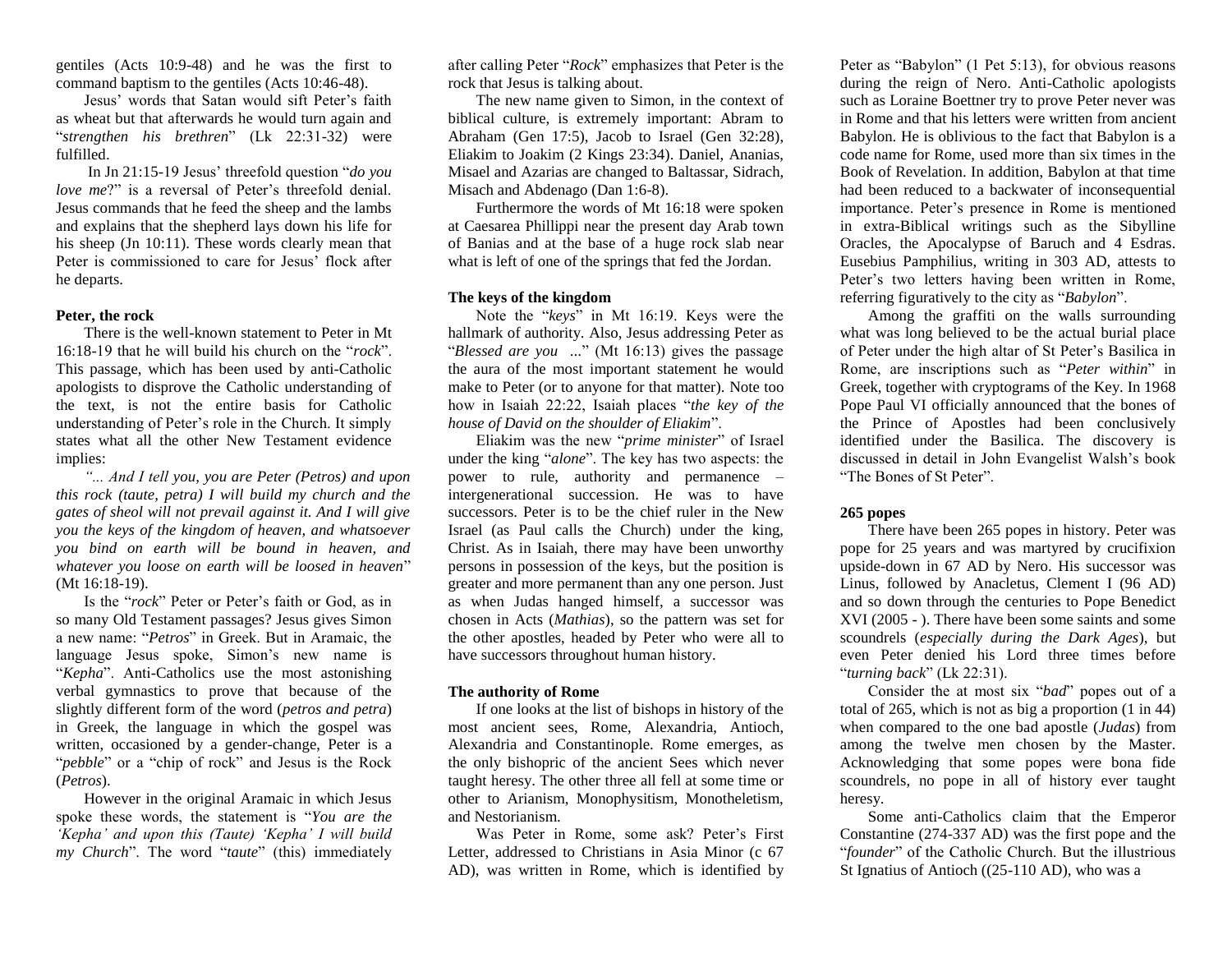gentiles (Acts 10:9-48) and he was the first to command baptism to the gentiles (Acts 10:46-48).

Jesus' words that Satan would sift Peter's faith as wheat but that afterwards he would turn again and "*strengthen his brethren*" (Lk 22:31-32) were fulfilled.

In Jn 21:15-19 Jesus' threefold question "*do you love me*?" is a reversal of Peter's threefold denial. Jesus commands that he feed the sheep and the lambs and explains that the shepherd lays down his life for his sheep (Jn 10:11). These words clearly mean that Peter is commissioned to care for Jesus' flock after he departs.

**Peter, the rock**

There is the well-known statement to Peter in Mt 16:18-19 that he will build his church on the "*rock*". This passage, which has been used by anti-Catholic apologists to disprove the Catholic understanding of the text, is not the entire basis for Catholic understanding of Peter's role in the Church. It simply states what all the other New Testament evidence implies:

*"... And I tell you, you are Peter (Petros) and upon this rock (taute, petra) I will build my church and the gates of sheol will not prevail against it. And I will give you the keys of the kingdom of heaven, and whatsoever you bind on earth will be bound in heaven, and whatever you loose on earth will be loosed in heaven*" (Mt 16:18-19).

Is the "*rock*" Peter or Peter's faith or God, as in so many Old Testament passages? Jesus gives Simon a new name: "*Petros*" in Greek. But in Aramaic, the language Jesus spoke, Simon's new name is "*Kepha*". Anti-Catholics use the most astonishing verbal gymnastics to prove that because of the slightly different form of the word (*petros and petra*) in Greek, the language in which the gospel was written, occasioned by a gender-change, Peter is a "*pebble*" or a "chip of rock" and Jesus is the Rock (*Petros*).

However in the original Aramaic in which Jesus spoke these words, the statement is "*You are the 'Kepha' and upon this (Taute) 'Kepha' I will build my Church*". The word "*taute*" (this) immediately after calling Peter "*Rock*" emphasizes that Peter is the rock that Jesus is talking about.

The new name given to Simon, in the context of biblical culture, is extremely important: Abram to Abraham (Gen 17:5), Jacob to Israel (Gen 32:28), Eliakim to Joakim (2 Kings 23:34). Daniel, Ananias, Misael and Azarias are changed to Baltassar, Sidrach, Misach and Abdenago (Dan 1:6-8).

Furthermore the words of Mt 16:18 were spoken at Caesarea Phillippi near the present day Arab town of Banias and at the base of a huge rock slab near what is left of one of the springs that fed the Jordan.

**The keys of the kingdom**

Note the "*keys*" in Mt 16:19. Keys were the hallmark of authority. Also, Jesus addressing Peter as "*Blessed are you ...*" (Mt 16:13) gives the passage the aura of the most important statement he would make to Peter (or to anyone for that matter). Note too how in Isaiah 22:22, Isaiah places "*the key of the house of David on the shoulder of Eliakim*".

Eliakim was the new "*prime minister*" of Israel under the king "*alone*". The key has two aspects: the power to rule, authority and permanence – intergenerational succession. He was to have successors. Peter is to be the chief ruler in the New Israel (as Paul calls the Church) under the king, Christ. As in Isaiah, there may have been unworthy persons in possession of the keys, but the position is greater and more permanent than any one person. Just as when Judas hanged himself, a successor was chosen in Acts (*Mathias*), so the pattern was set for the other apostles, headed by Peter who were all to have successors throughout human history.

**The authority of Rome**

If one looks at the list of bishops in history of the most ancient sees, Rome, Alexandria, Antioch, Alexandria and Constantinople. Rome emerges, as the only bishopric of the ancient Sees which never taught heresy. The other three all fell at some time or other to Arianism, Monophysitism, Monotheletism, and Nestorianism.

Was Peter in Rome, some ask? Peter's First Letter, addressed to Christians in Asia Minor (c 67 AD), was written in Rome, which is identified by Peter as "Babylon" (1 Pet 5:13), for obvious reasons during the reign of Nero. Anti-Catholic apologists such as Loraine Boettner try to prove Peter never was in Rome and that his letters were written from ancient Babylon. He is oblivious to the fact that Babylon is a code name for Rome, used more than six times in the Book of Revelation. In addition, Babylon at that time had been reduced to a backwater of inconsequential importance. Peter's presence in Rome is mentioned in extra-Biblical writings such as the Sibylline Oracles, the Apocalypse of Baruch and 4 Esdras. Eusebius Pamphilius, writing in 303 AD, attests to Peter's two letters having been written in Rome, referring figuratively to the city as "*Babylon*".

Among the graffiti on the walls surrounding what was long believed to be the actual burial place of Peter under the high altar of St Peter's Basilica in Rome, are inscriptions such as "*Peter within*" in Greek, together with cryptograms of the Key. In 1968 Pope Paul VI officially announced that the bones of the Prince of Apostles had been conclusively identified under the Basilica. The discovery is discussed in detail in John Evangelist Walsh's book "The Bones of St Peter".

**265 popes**

There have been 265 popes in history. Peter was pope for 25 years and was martyred by crucifixion upside-down in 67 AD by Nero. His successor was Linus, followed by Anacletus, Clement I (96 AD) and so down through the centuries to Pope Benedict XVI (2005 - ). There have been some saints and some scoundrels (*especially during the Dark Ages*), but even Peter denied his Lord three times before "*turning back*" (Lk 22:31).

Consider the at most six "*bad*" popes out of a total of 265, which is not as big a proportion (1 in 44) when compared to the one bad apostle (*Judas*) from among the twelve men chosen by the Master. Acknowledging that some popes were bona fide scoundrels, no pope in all of history ever taught heresy.

Some anti-Catholics claim that the Emperor Constantine (274-337 AD) was the first pope and the "*founder*" of the Catholic Church. But the illustrious St Ignatius of Antioch ((25-110 AD), who was a